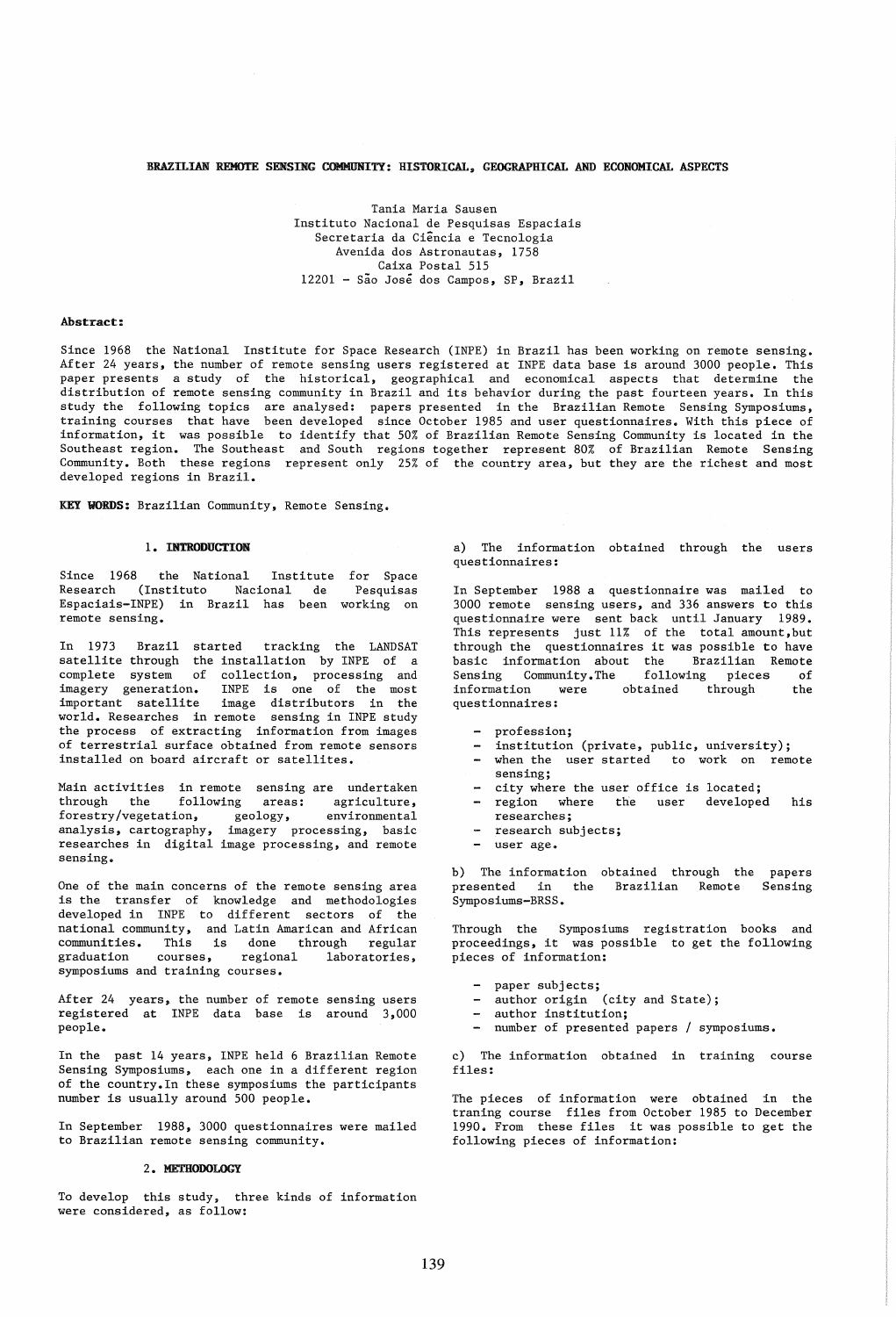# BRAZILIAN REMOTE SENSING COMMUNITY: HISTORICAL, GEOGRAPHICAL AND ECONOMICAL ASPECTS

Tania Maria Sausen
Instituto Nacional de Pesquisas Espaciais
Secretaria da Ciência e Tecnologia
Avenida dos Astronautas, 1758
Caixa Postal 515
12201 - São José dos Campos, SP, Brazil

**Abstract:**

Since 1968 the National Institute for Space Research (INPE) in Brazil has been working on remote sensing. After 24 years, the number of remote sensing users registered at INPE data base is around 3000 people. This paper presents a study of the historical, geographical and economical aspects that determine the distribution of remote sensing community in Brazil and its behavior during the past fourteen years. In this study the following topics are analysed: papers presented in the Brazilian Remote Sensing Symposiums, training courses that have been developed since October 1985 and user questionnaires. With this piece of information, it was possible to identify that 50% of Brazilian Remote Sensing Community is located in the Southeast region. The Southeast and South regions together represent 80% of Brazilian Remote Sensing Community. Both these regions represent only 25% of the country area, but they are the richest and most developed regions in Brazil.

**KEY WORDS:** Brazilian Community, Remote Sensing.

## 1. INTRODUCTION

Since 1968 the National Institute for Space Research (Instituto Nacional de Pesquisas Espaciais-INPE) in Brazil has been working on remote sensing.

In 1973 Brazil started tracking the LANDSAT satellite through the installation by INPE of a complete system of collection, processing and imagery generation. INPE is one of the most important satellite image distributors in the world. Researches in remote sensing in INPE study the process of extracting information from images of terrestrial surface obtained from remote sensors installed on board aircraft or satellites.

Main activities in remote sensing are undertaken through the following areas: agriculture, forestry/vegetation, geology, environmental analysis, cartography, imagery processing, basic researches in digital image processing, and remote sensing.

One of the main concerns of the remote sensing area is the transfer of knowledge and methodologies developed in INPE to different sectors of the national community, and Latin Amarican and African communities. This is done through regular graduation courses, regional laboratories, symposiums and training courses.

After 24 years, the number of remote sensing users registered at INPE data base is around 3,000 people.

In the past 14 years, INPE held 6 Brazilian Remote Sensing Symposiums, each one in a different region of the country.In these symposiums the participants number is usually around 500 people.

In September 1988, 3000 questionnaires were mailed to Brazilian remote sensing community.

## 2. METHODOLOGY

To develop this study, three kinds of information were considered, as follow:

a) The information obtained through the users questionnaires:

In September 1988 a questionnaire was mailed to 3000 remote sensing users, and 336 answers to this questionnaire were sent back until January 1989. This represents just 11% of the total amount,but through the questionnaires it was possible to have basic information about the Brazilian Remote Sensing Community.The following pieces of information were obtained through the questionnaires:

- profession;
- institution (private, public, university);
- when the user started to work on remote sensing;
- city where the user office is located;
- region where the user developed his researches;
- research subjects;
- user age.

b) The information obtained through the papers presented in the Brazilian Remote Sensing Symposiums-BRSS.

Through the Symposiums registration books and proceedings, it was possible to get the following pieces of information:

- paper subjects;
- author origin (city and State);
- author institution;
- number of presented papers / symposiums.

c) The information obtained in training course files:

The pieces of information were obtained in the traning course files from October 1985 to December 1990. From these files it was possible to get the following pieces of information: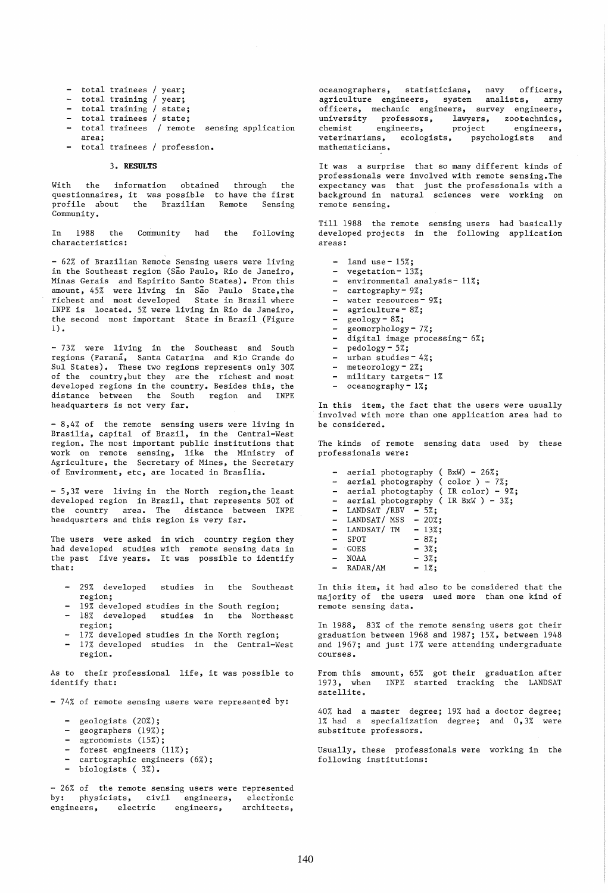- total trainees / year;
- total training / year;
- total training / state;
- total trainees / state;
- total trainees / remote sensing application area;
- total trainees / profession.

## 3. RESULTS

With the information obtained through the questionnaires, it was possible to have the first profile about the Brazilian Remote Sensing Community.

In 1988 the Community had the following characteristics:

- 62% of Brazilian Remote Sensing users were living in the Southeast region (São Paulo, Rio de Janeiro, Minas Gerais and Espirito Santo States). From this amount, 45% were living in São Paulo State, the richest and most developed State in Brazil where INPE is located. 5% were living in Rio de Janeiro, the second most important State in Brazil (Figure 1).

- 73% were living in the Southeast and South regions (Paraná, Santa Catarina and Rio Grande do Sul States). These two regions represents only 30% of the country, but they are the richest and most developed regions in the country. Besides this, the distance between the South region and INPE headquarters is not very far.

- 8,4% of the remote sensing users were living in Brasilia, capital of Brazil, in the Central-West region. The most important public institutions that work on remote sensing, like the Ministry of Agriculture, the Secretary of Mines, the Secretary of Environment, etc, are located in Brasília.

- 5,3% were living in the North region, the least developed region in Brazil, that represents 50% of the country area. The distance between INPE headquarters and this region is very far.

The users were asked in wich country region they had developed studies with remote sensing data in the past five years. It was possible to identify that:

- 29% developed studies in the Southeast region;
- 19% developed studies in the South region;
- 18% developed studies in the Northeast region;
- 17% developed studies in the North region;
- 17% developed studies in the Central-West region.

As to their professional life, it was possible to identify that:

- 74% of remote sensing users were represented by:

  - geologists (20%);
  - geographers (19%);
  - agronomists (15%);
  - forest engineers (11%);
  - cartographic engineers (6%);
  - biologists ( 3%).

- 26% of the remote sensing users were represented by: physicists, civil engineers, electronic engineers, electric engineers, architects, oceanographers, statisticians, navy officers, agriculture engineers, system analists, army officers, mechanic engineers, survey engineers, university professors, lawyers, zootechnics, chemist engineers, project engineers, veterinarians, ecologists, psychologists and mathematicians.

It was a surprise that so many different kinds of professionals were involved with remote sensing. The expectancy was that just the professionals with a background in natural sciences were working on remote sensing.

Till 1988 the remote sensing users had basically developed projects in the following application areas:

- land use- 15%;
- vegetation- 13%;
- environmental analysis- 11%;
- cartography- 9%;
- water resources- 9%;
- agriculture- 8%;
- geology- 8%;
- geomorphology- 7%;
- digital image processing- 6%;
- pedology- 5%;
- urban studies- 4%;
- meteorology- 2%;
- military targets- 1%
- oceanography- 1%;

In this item, the fact that the users were usually involved with more than one application area had to be considered.

The kinds of remote sensing data used by these professionals were:

- aerial photography ( BxW) - 26%;
- aerial photography ( color ) - 7%;
- aerial photogtaphy ( IR color) - 9%;
- aerial photography ( IR BxW ) - 3%;
- LANDSAT /RBV - 5%;
- LANDSAT/ MSS - 20%;
- LANDSAT/ TM - 13%;
- SPOT - 8%;
- GOES - 3%;
- NOAA - 3%;
- RADAR/AM - 1%;

In this item, it had also to be considered that the majority of the users used more than one kind of remote sensing data.

In 1988, 83% of the remote sensing users got their graduation between 1968 and 1987; 15%, between 1948 and 1967; and just 17% were attending undergraduate courses.

From this amount, 65% got their graduation after 1973, when INPE started tracking the LANDSAT satellite.

40% had a master degree; 19% had a doctor degree; 1% had a specialization degree; and 0,3% were substitute professors.

Usually, these professionals were working in the following institutions: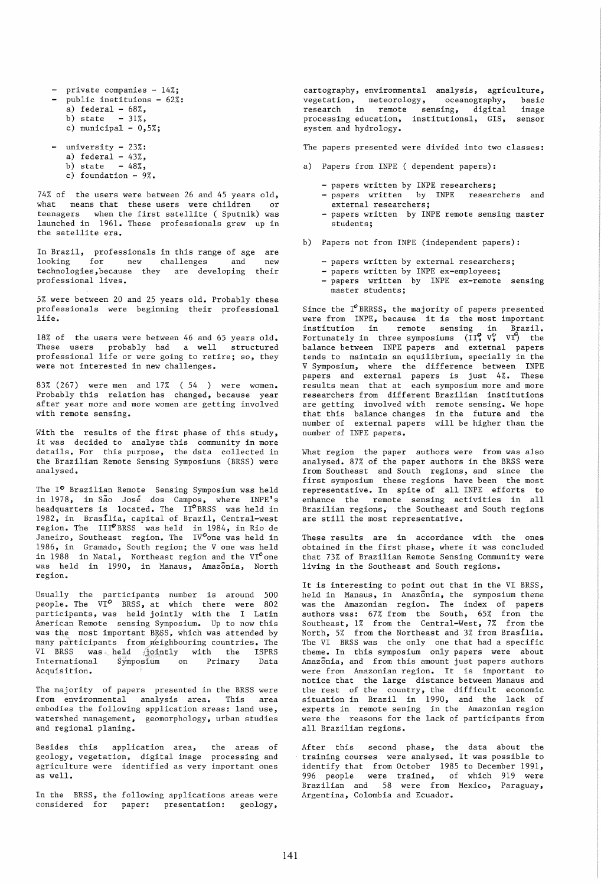- private companies - 14%;
- public instituions - 62%:
  - a) federal - 68%,
  - b) state - 31%,
  - c) municipal - 0,5%;
- university - 23%:
  - a) federal - 43%,
  - b) state - 48%,
  - c) foundation - 9%.

74% of the users were between 26 and 45 years old, what means that these users were children or teenagers when the first satellite ( Sputnik) was launched in 1961. These professionals grew up in the satellite era.

In Brazil, professionals in this range of age are looking for new challenges and new technologies,because they are developing their professional lives.

5% were between 20 and 25 years old. Probably these professionals were beginning their professional life.

18% of the users were between 46 and 65 years old. These users probably had a well structured professional life or were going to retire; so, they were not interested in new challenges.

83% (267) were men and 17% ( 54 ) were women. Probably this relation has changed, because year after year more and more women are getting involved with remote sensing.

With the results of the first phase of this study, it was decided to analyse this community in more details. For this purpose, the data collected in the Brazilian Remote Sensing Symposiuns (BRSS) were analysed.

The I° Brazilian Remote Sensing Symposium was held in 1978, in São José dos Campos, where INPE's headquarters is located. The II°BRSS was held in 1982, in Brasília, capital of Brazil, Central-west region. The III°BRSS was held in 1984, in Rio de Janeiro, Southeast region. The IV°one was held in 1986, in Gramado, South region; the V one was held in 1988 in Natal, Northeast region and the VI°one was held in 1990, in Manaus, Amazônia, North region.

Usually the participants number is around 500 people. The VI° BRSS, at which there were 802 participants, was held jointly with the I Latin American Remote sensing Symposium. Up to now this was the most important BRSS, which was attended by many participants from neighbouring countries. The VI BRSS was held jointly with the ISPRS International Symposium on Primary Data Acquisition.

The majority of papers presented in the BRSS were from environmental analysis area. This area embodies the following application areas: land use, watershed management, geomorphology, urban studies and regional planing.

Besides this application area, the areas of geology, vegetation, digital image processing and agriculture were identified as very important ones as well.

In the BRSS, the following applications areas were considered for paper: presentation: geology, cartography, environmental analysis, agriculture, vegetation, meteorology, oceanography, basic research in remote sensing, digital image processing education, institutional, GIS, sensor system and hydrology.

The papers presented were divided into two classes:

a) Papers from INPE ( dependent papers):

- papers written by INPE researchers;
- papers written by INPE researchers and external researchers;
- papers written by INPE remote sensing master students;

b) Papers not from INPE (independent papers):

- papers written by external researchers;
- papers written by INPE ex-employees;
- papers written by INPE ex-remote sensing master students;

Since the I°BRRSS, the majority of papers presented were from INPE, because it is the most important institution in remote sensing in Brazil. Fortunately in three symposiums (II°, V°, VI°) the balance between INPE papers and external papers tends to maintain an equilibrium, specially in the V Symposium, where the difference between INPE papers and external papers is just 4%. These results mean that at each symposium more and more researchers from different Brazilian institutions are getting involved with remote sensing. We hope that this balance changes in the future and the number of external papers will be higher than the number of INPE papers.

What region the paper authors were from was also analysed. 87% of the paper authors in the BRSS were from Southeast and South regions, and since the first symposium these regions have been the most representative. In spite of all INPE efforts to enhance the remote sensing activities in all Brazilian regions, the Southeast and South regions are still the most representative.

These results are in accordance with the ones obtained in the first phase, where it was concluded that 73% of Brazilian Remote Sensing Community were living in the Southeast and South regions.

It is interesting to point out that in the VI BRSS, held in Manaus, in Amazônia, the symposium theme was the Amazonian region. The index of papers authors was: 67% from the South, 65% from the Southeast, 1% from the Central-West, 7% from the North, 5% from the Northeast and 3% from Brasília. The VI BRSS was the only one that had a specific theme. In this symposium only papers were about Amazônia, and from this amount just papers authors were from Amazonian region. It is important to notice that the large distance between Manaus and the rest of the country, the difficult economic situation in Brazil in 1990, and the lack of experts in remote sening in the Amazonian region were the reasons for the lack of participants from all Brazilian regions.

After this second phase, the data about the training courses were analysed. It was possible to identify that from October 1985 to December 1991, 996 people were trained, of which 919 were Brazilian and 58 were from Mexico, Paraguay, Argentina, Colombia and Ecuador.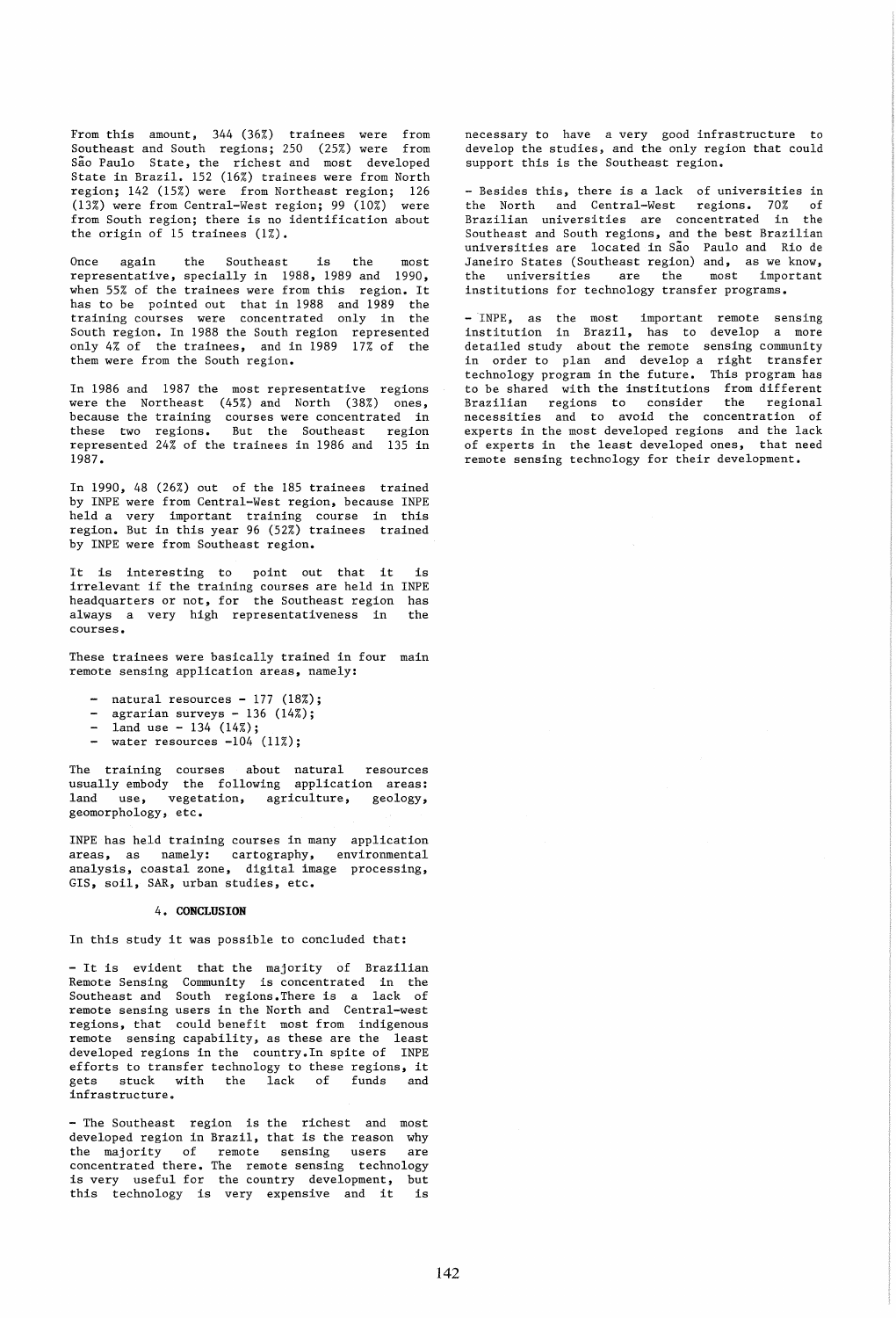From this amount, 344 (36%) trainees were from Southeast and South regions; 250 (25%) were from São Paulo State, the richest and most developed State in Brazil. 152 (16%) trainees were from North region; 142 (15%) were from Northeast region; 126 (13%) were from Central-West region; 99 (10%) were from South region; there is no identification about the origin of 15 trainees (1%).

Once again the Southeast is the most representative, specially in 1988, 1989 and 1990, when 55% of the trainees were from this region. It has to be pointed out that in 1988 and 1989 the training courses were concentrated only in the South region. In 1988 the South region represented only 4% of the trainees, and in 1989 17% of the them were from the South region.

In 1986 and 1987 the most representative regions were the Northeast (45%) and North (38%) ones, because the training courses were concentrated in these two regions. But the Southeast region represented 24% of the trainees in 1986 and 135 in 1987.

In 1990, 48 (26%) out of the 185 trainees trained by INPE were from Central-West region, because INPE held a very important training course in this region. But in this year 96 (52%) trainees trained by INPE were from Southeast region.

It is interesting to point out that it is irrelevant if the training courses are held in INPE headquarters or not, for the Southeast region has always a very high representativeness in the courses.

These trainees were basically trained in four main remote sensing application areas, namely:

- natural resources - 177 (18%);
- agrarian surveys - 136 (14%);
- land use - 134 (14%);
- water resources -104 (11%);

The training courses about natural resources usually embody the following application areas: land use, vegetation, agriculture, geology, geomorphology, etc.

INPE has held training courses in many application areas, as namely: cartography, environmental analysis, coastal zone, digital image processing, GIS, soil, SAR, urban studies, etc.

## 4. CONCLUSION

In this study it was possible to concluded that:

- It is evident that the majority of Brazilian Remote Sensing Community is concentrated in the Southeast and South regions.There is a lack of remote sensing users in the North and Central-west regions, that could benefit most from indigenous remote sensing capability, as these are the least developed regions in the country.In spite of INPE efforts to transfer technology to these regions, it gets stuck with the lack of funds and infrastructure.

- The Southeast region is the richest and most developed region in Brazil, that is the reason why the majority of remote sensing users are concentrated there. The remote sensing technology is very useful for the country development, but this technology is very expensive and it is necessary to have a very good infrastructure to develop the studies, and the only region that could support this is the Southeast region.

- Besides this, there is a lack of universities in the North and Central-West regions. 70% of Brazilian universities are concentrated in the Southeast and South regions, and the best Brazilian universities are located in São Paulo and Rio de Janeiro States (Southeast region) and, as we know, the universities are the most important institutions for technology transfer programs.

- INPE, as the most important remote sensing institution in Brazil, has to develop a more detailed study about the remote sensing community in order to plan and develop a right transfer technology program in the future. This program has to be shared with the institutions from different Brazilian regions to consider the regional necessities and to avoid the concentration of experts in the most developed regions and the lack of experts in the least developed ones, that need remote sensing technology for their development.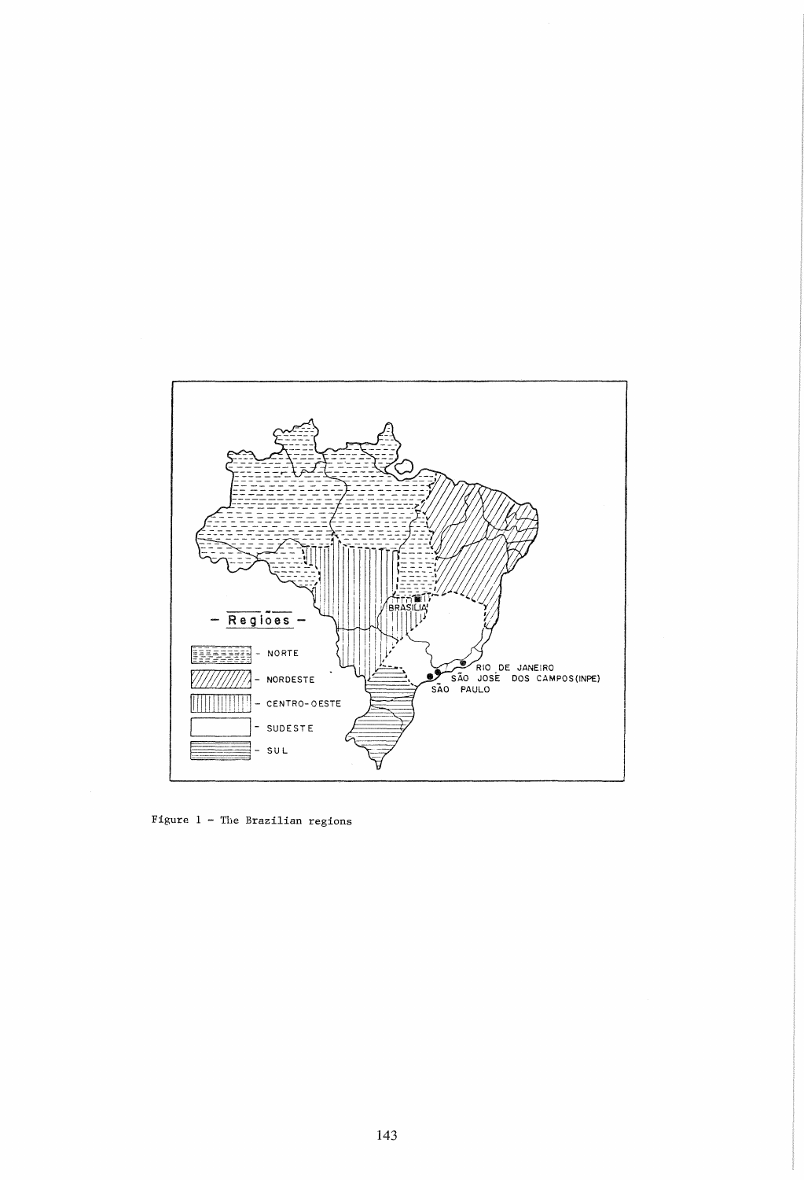- Regiões -

NORTE

NORDESTE

CENTRO-OESTE

SUDESTE

SUL

BRASILIA

RIO DE JANEIRO

SÃO JOSÉ DOS CAMPOS(INPE)

SÃO PAULO

Figure 1 - The Brazilian regions